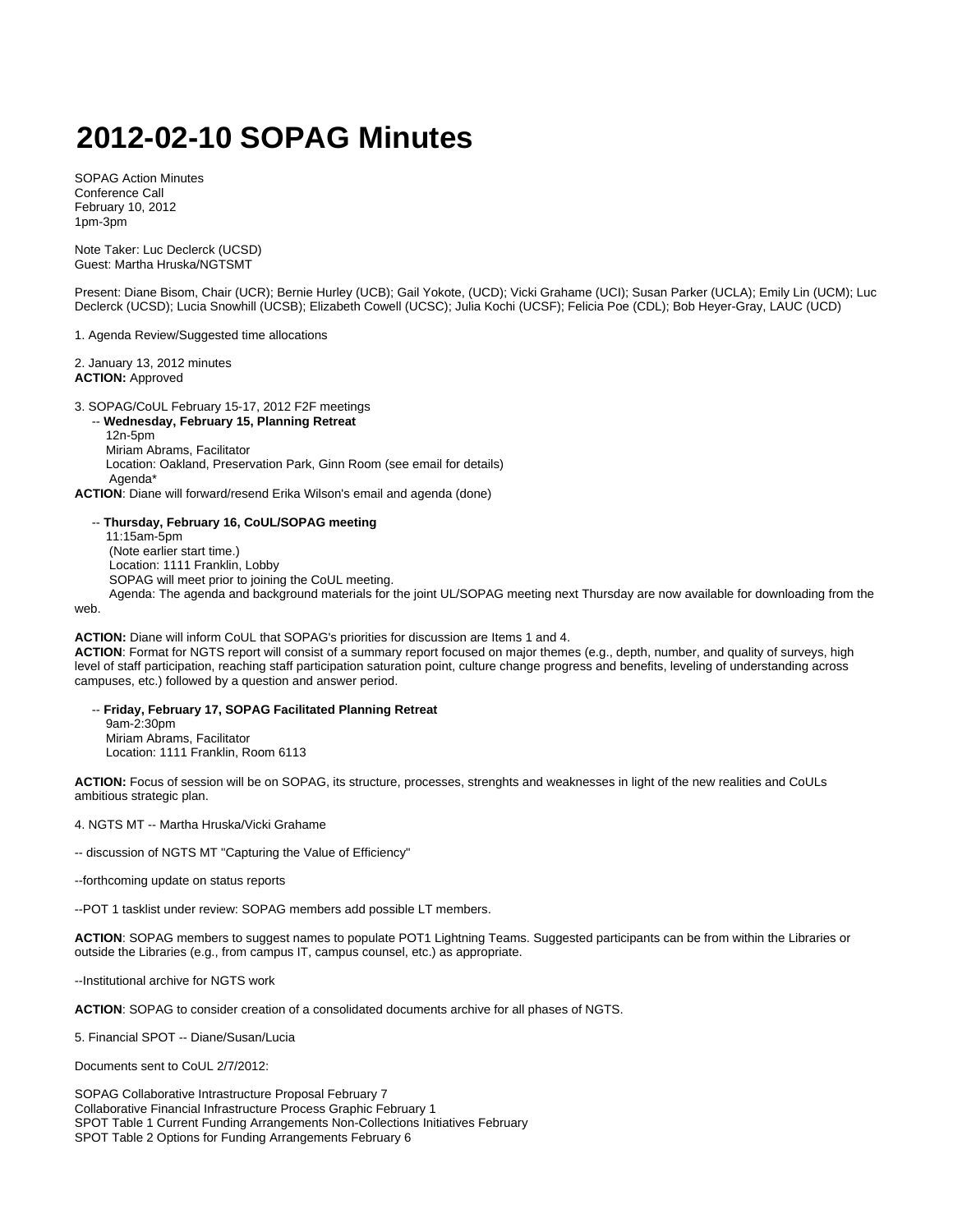# 2012-02-10 SOPAG Minutes

SOPAG Action Minutes
Conference Call
February 10, 2012
1pm-3pm

Note Taker: Luc Declerck (UCSD)
Guest: Martha Hruska/NGTSMT

Present: Diane Bisom, Chair (UCR); Bernie Hurley (UCB); Gail Yokote, (UCD); Vicki Grahame (UCI); Susan Parker (UCLA); Emily Lin (UCM); Luc Declerck (UCSD); Lucia Snowhill (UCSB); Elizabeth Cowell (UCSC); Julia Kochi (UCSF); Felicia Poe (CDL); Bob Heyer-Gray, LAUC (UCD)

1. Agenda Review/Suggested time allocations

2. January 13, 2012 minutes
**ACTION:** Approved

3. SOPAG/CoUL February 15-17, 2012 F2F meetings

-- **Wednesday, February 15, Planning Retreat**
12n-5pm
Miriam Abrams, Facilitator
Location: Oakland, Preservation Park, Ginn Room (see email for details)
Agenda*

**ACTION**: Diane will forward/resend Erika Wilson's email and agenda (done)

-- **Thursday, February 16, CoUL/SOPAG meeting**
11:15am-5pm
(Note earlier start time.)
Location: 1111 Franklin, Lobby
SOPAG will meet prior to joining the CoUL meeting.
Agenda: The agenda and background materials for the joint UL/SOPAG meeting next Thursday are now available for downloading from the web.

**ACTION:** Diane will inform CoUL that SOPAG's priorities for discussion are Items 1 and 4.
**ACTION**: Format for NGTS report will consist of a summary report focused on major themes (e.g., depth, number, and quality of surveys, high level of staff participation, reaching staff participation saturation point, culture change progress and benefits, leveling of understanding across campuses, etc.) followed by a question and answer period.

-- **Friday, February 17, SOPAG Facilitated Planning Retreat**
9am-2:30pm
Miriam Abrams, Facilitator
Location: 1111 Franklin, Room 6113

**ACTION:** Focus of session will be on SOPAG, its structure, processes, strenghts and weaknesses in light of the new realities and CoULs ambitious strategic plan.

4. NGTS MT -- Martha Hruska/Vicki Grahame

-- discussion of NGTS MT "Capturing the Value of Efficiency"

--forthcoming update on status reports

--POT 1 tasklist under review: SOPAG members add possible LT members.

**ACTION**: SOPAG members to suggest names to populate POT1 Lightning Teams. Suggested participants can be from within the Libraries or outside the Libraries (e.g., from campus IT, campus counsel, etc.) as appropriate.

--Institutional archive for NGTS work

**ACTION**: SOPAG to consider creation of a consolidated documents archive for all phases of NGTS.

5. Financial SPOT -- Diane/Susan/Lucia

Documents sent to CoUL 2/7/2012:

SOPAG Collaborative Intrastructure Proposal February 7
Collaborative Financial Infrastructure Process Graphic February 1
SPOT Table 1 Current Funding Arrangements Non-Collections Initiatives February
SPOT Table 2 Options for Funding Arrangements February 6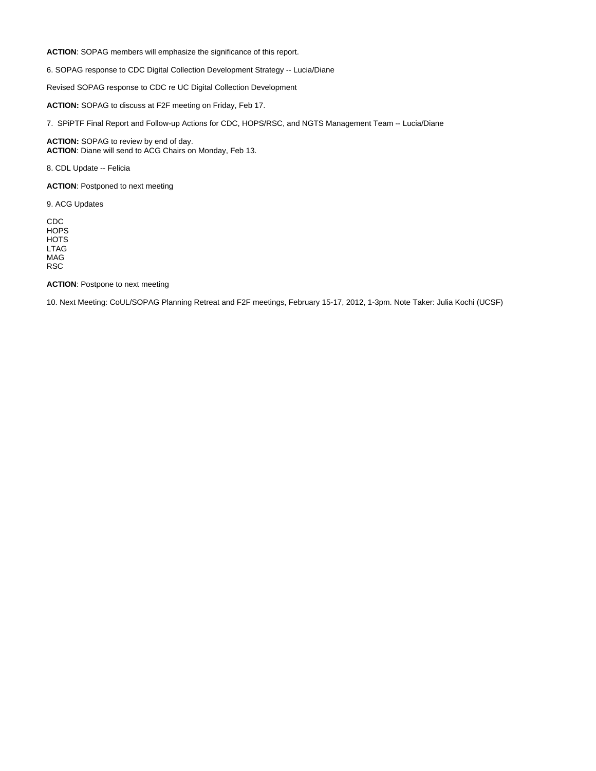**ACTION**: SOPAG members will emphasize the significance of this report.

6. SOPAG response to CDC Digital Collection Development Strategy -- Lucia/Diane

Revised SOPAG response to CDC re UC Digital Collection Development

**ACTION:** SOPAG to discuss at F2F meeting on Friday, Feb 17.

7. SPiPTF Final Report and Follow-up Actions for CDC, HOPS/RSC, and NGTS Management Team -- Lucia/Diane

**ACTION:** SOPAG to review by end of day.
**ACTION**: Diane will send to ACG Chairs on Monday, Feb 13.

8. CDL Update -- Felicia

**ACTION**: Postponed to next meeting

9. ACG Updates

CDC
HOPS
HOTS
LTAG
MAG
RSC

**ACTION**: Postpone to next meeting

10. Next Meeting: CoUL/SOPAG Planning Retreat and F2F meetings, February 15-17, 2012, 1-3pm. Note Taker: Julia Kochi (UCSF)